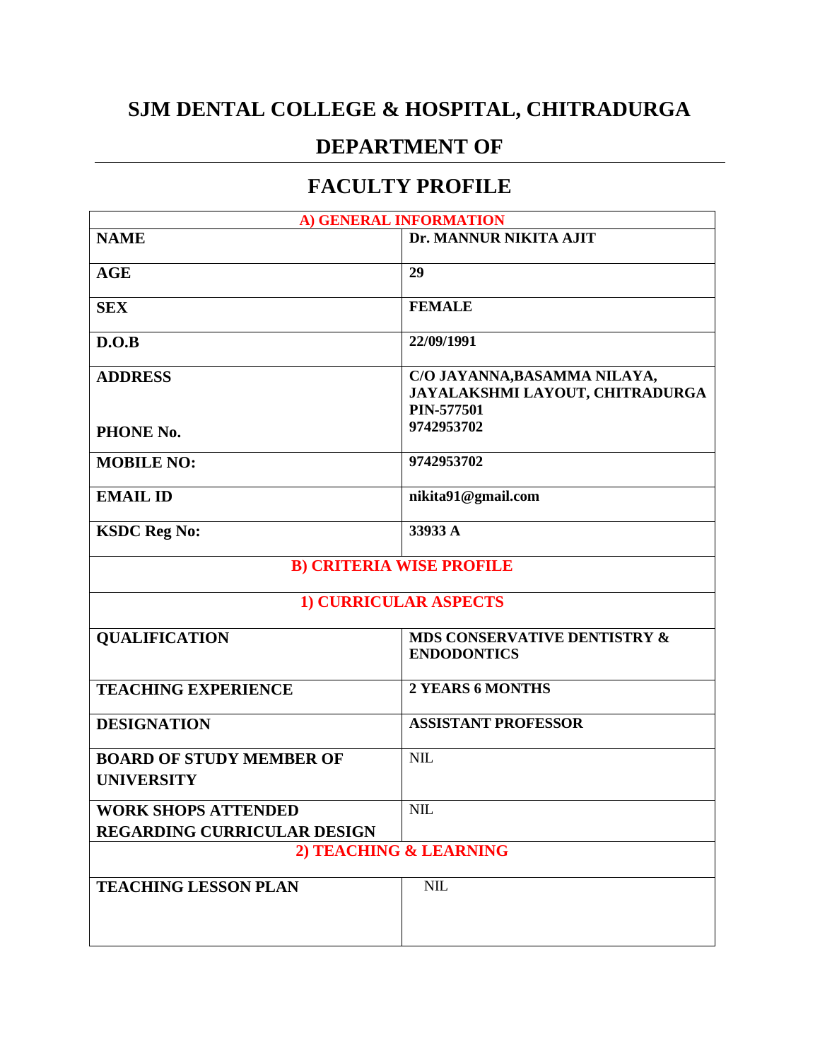# SJM DENTAL COLLEGE & HOSPITAL, CHITRADURGA

## DEPARTMENT OF

---

## FACULTY PROFILE

| A) GENERAL INFORMATION | |
|---|---|
| **NAME** | **Dr. MANNUR NIKITA AJIT** |
| **AGE** | **29** |
| **SEX** | **FEMALE** |
| **D.O.B** | **22/09/1991** |
| **ADDRESS** | **C/O JAYANNA,BASAMMA NILAYA, JAYALAKSHMI LAYOUT, CHITRADURGA PIN-577501** |
| **PHONE No.** | **9742953702** |
| **MOBILE NO:** | **9742953702** |
| **EMAIL ID** | **nikita91@gmail.com** |
| **KSDC Reg No:** | **33933 A** |
| **B) CRITERIA WISE PROFILE** | |
| **1) CURRICULAR ASPECTS** | |
| **QUALIFICATION** | **MDS CONSERVATIVE DENTISTRY & ENDODONTICS** |
| **TEACHING EXPERIENCE** | **2 YEARS 6 MONTHS** |
| **DESIGNATION** | **ASSISTANT PROFESSOR** |
| **BOARD OF STUDY MEMBER OF UNIVERSITY** | NIL |
| **WORK SHOPS ATTENDED REGARDING CURRICULAR DESIGN** | NIL |
| **2) TEACHING & LEARNING** | |
| **TEACHING LESSON PLAN** | NIL |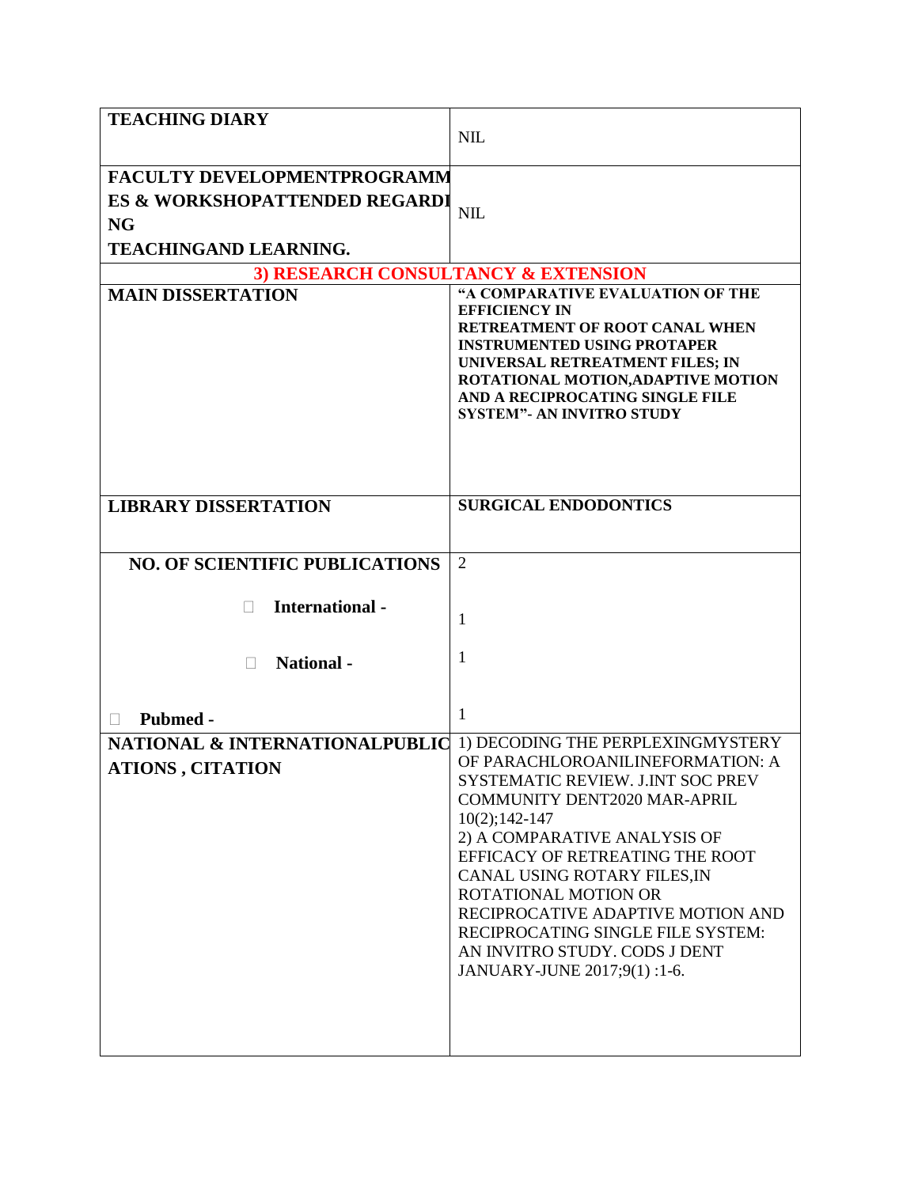| TEACHING DIARY | NIL |
|---|---|
| FACULTY DEVELOPMENTPROGRAMMES & WORKSHOPATTENDED REGARDING TEACHINGAND LEARNING. | NIL |
| **3) RESEARCH CONSULTANCY & EXTENSION** | |
| **MAIN DISSERTATION** | **"A COMPARATIVE EVALUATION OF THE EFFICIENCY IN RETREATMENT OF ROOT CANAL WHEN INSTRUMENTED USING PROTAPER UNIVERSAL RETREATMENT FILES; IN ROTATIONAL MOTION,ADAPTIVE MOTION AND A RECIPROCATING SINGLE FILE SYSTEM"- AN INVITRO STUDY** |
| **LIBRARY DISSERTATION** | **SURGICAL ENDODONTICS** |
| **NO. OF SCIENTIFIC PUBLICATIONS**<br>□ **International -**<br>□ **National -**<br>□ **Pubmed -** | 2<br>1<br>1<br>1 |
| **NATIONAL & INTERNATIONALPUBLICATIONS , CITATION** | 1) DECODING THE PERPLEXINGMYSTERY OF PARACHLOROANILINEFORMATION: A SYSTEMATIC REVIEW. J.INT SOC PREV COMMUNITY DENT2020 MAR-APRIL 10(2);142-147<br>2) A COMPARATIVE ANALYSIS OF EFFICACY OF RETREATING THE ROOT CANAL USING ROTARY FILES,IN ROTATIONAL MOTION OR RECIPROCATIVE ADAPTIVE MOTION AND RECIPROCATING SINGLE FILE SYSTEM: AN INVITRO STUDY. CODS J DENT JANUARY-JUNE 2017;9(1) :1-6. |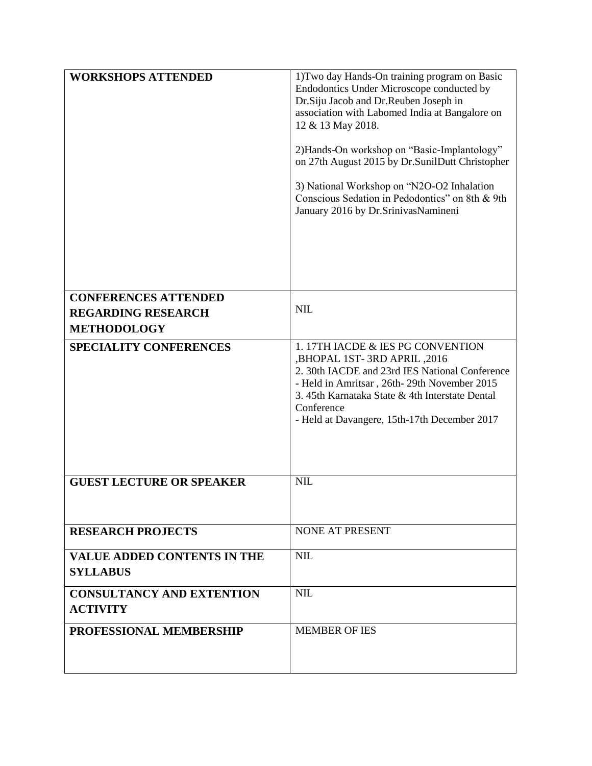| | |
|---|---|
| **WORKSHOPS ATTENDED** | 1)Two day Hands-On training program on Basic Endodontics Under Microscope conducted by Dr.Siju Jacob and Dr.Reuben Joseph in association with Labomed India at Bangalore on 12 & 13 May 2018.<br><br>2)Hands-On workshop on "Basic-Implantology" on 27th August 2015 by Dr.SunilDutt Christopher<br><br>3) National Workshop on "N2O-O2 Inhalation Conscious Sedation in Pedodontics" on 8th & 9th January 2016 by Dr.SrinivasNamineni |
| **CONFERENCES ATTENDED REGARDING RESEARCH METHODOLOGY** | NIL |
| **SPECIALITY CONFERENCES** | 1. 17TH IACDE & IES PG CONVENTION ,BHOPAL 1ST- 3RD APRIL ,2016<br>2. 30th IACDE and 23rd IES National Conference - Held in Amritsar , 26th- 29th November 2015<br>3. 45th Karnataka State & 4th Interstate Dental Conference<br>- Held at Davangere, 15th-17th December 2017 |
| **GUEST LECTURE OR SPEAKER** | NIL |
| **RESEARCH PROJECTS** | NONE AT PRESENT |
| **VALUE ADDED CONTENTS IN THE SYLLABUS** | NIL |
| **CONSULTANCY AND EXTENTION ACTIVITY** | NIL |
| **PROFESSIONAL MEMBERSHIP** | MEMBER OF IES |